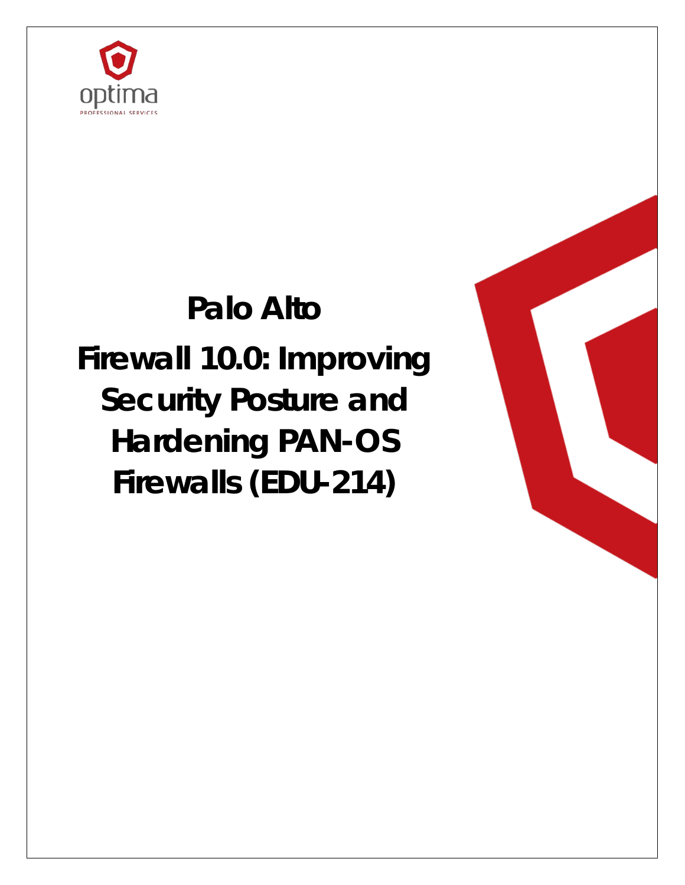optima

PROFESSIONAL SERVICES

# Palo Alto

# Firewall 10.0: Improving Security Posture and Hardening PAN-OS Firewalls (EDU-214)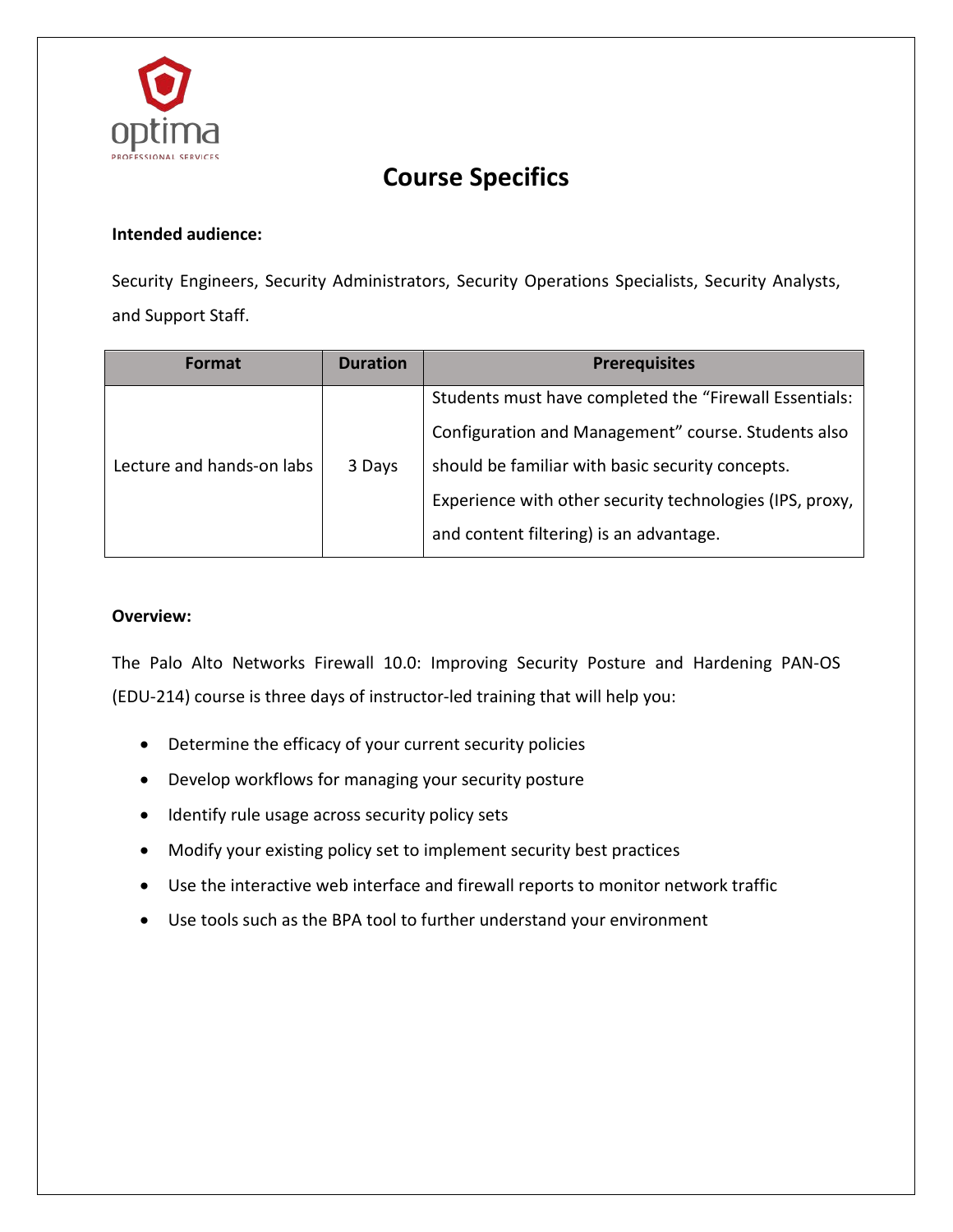# Course Specifics

**Intended audience:**

Security Engineers, Security Administrators, Security Operations Specialists, Security Analysts, and Support Staff.

| Format | Duration | Prerequisites |
| --- | --- | --- |
| Lecture and hands-on labs | 3 Days | Students must have completed the "Firewall Essentials: Configuration and Management" course. Students also should be familiar with basic security concepts. Experience with other security technologies (IPS, proxy, and content filtering) is an advantage. |

**Overview:**

The Palo Alto Networks Firewall 10.0: Improving Security Posture and Hardening PAN-OS (EDU-214) course is three days of instructor-led training that will help you:

- Determine the efficacy of your current security policies
- Develop workflows for managing your security posture
- Identify rule usage across security policy sets
- Modify your existing policy set to implement security best practices
- Use the interactive web interface and firewall reports to monitor network traffic
- Use tools such as the BPA tool to further understand your environment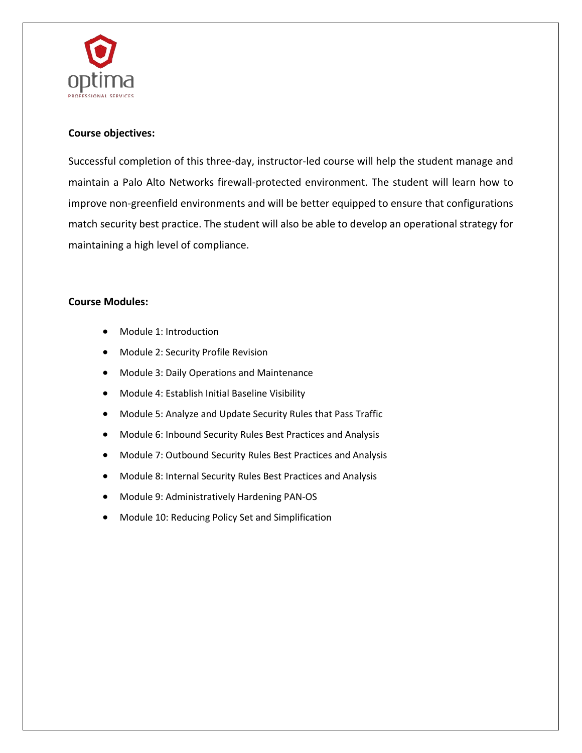**Course objectives:**

Successful completion of this three-day, instructor-led course will help the student manage and maintain a Palo Alto Networks firewall-protected environment. The student will learn how to improve non-greenfield environments and will be better equipped to ensure that configurations match security best practice. The student will also be able to develop an operational strategy for maintaining a high level of compliance.

**Course Modules:**

- Module 1: Introduction
- Module 2: Security Profile Revision
- Module 3: Daily Operations and Maintenance
- Module 4: Establish Initial Baseline Visibility
- Module 5: Analyze and Update Security Rules that Pass Traffic
- Module 6: Inbound Security Rules Best Practices and Analysis
- Module 7: Outbound Security Rules Best Practices and Analysis
- Module 8: Internal Security Rules Best Practices and Analysis
- Module 9: Administratively Hardening PAN-OS
- Module 10: Reducing Policy Set and Simplification